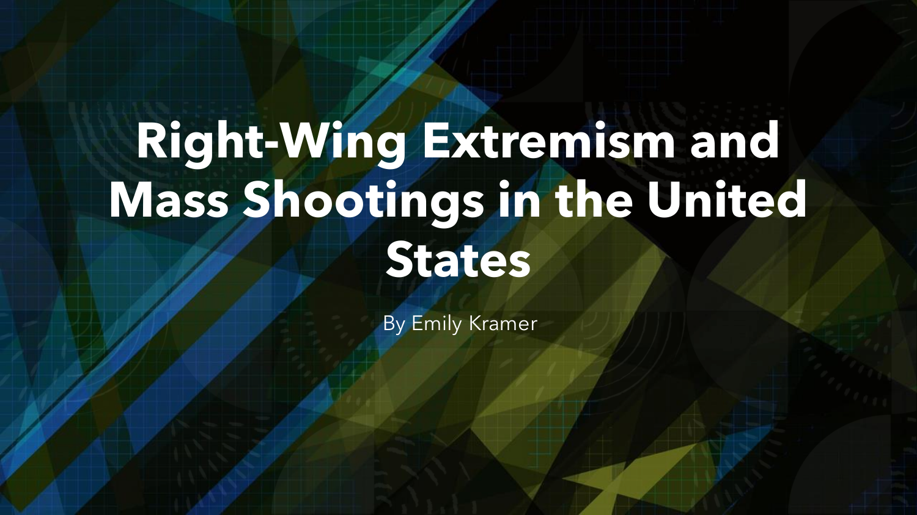# Right-Wing Extremism and Mass Shootings in the United States

By Emily Kramer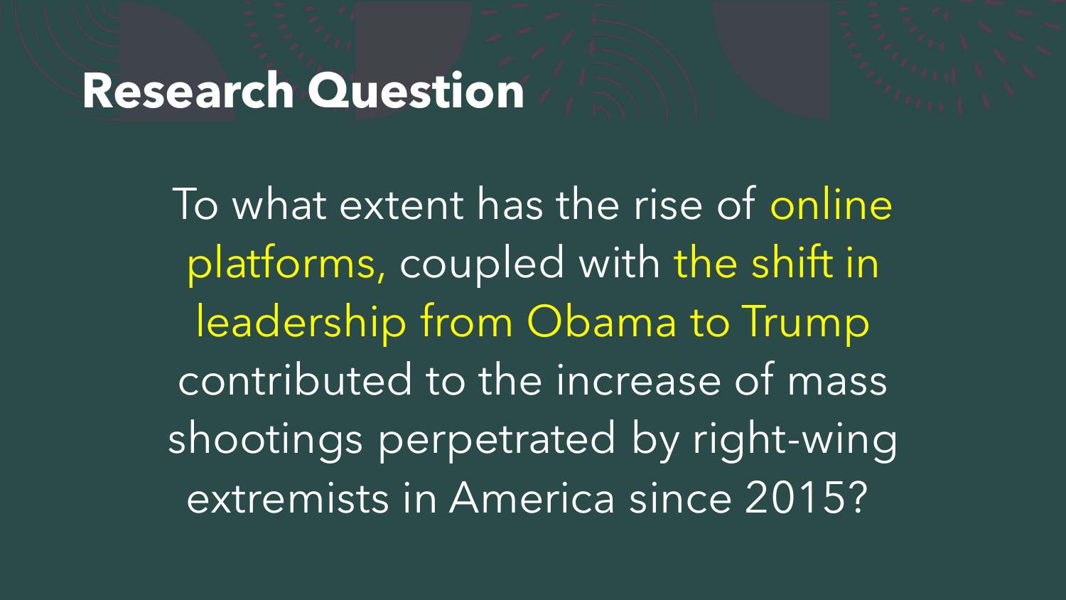# Research Question

To what extent has the rise of online platforms, coupled with the shift in leadership from Obama to Trump contributed to the increase of mass shootings perpetrated by right-wing extremists in America since 2015?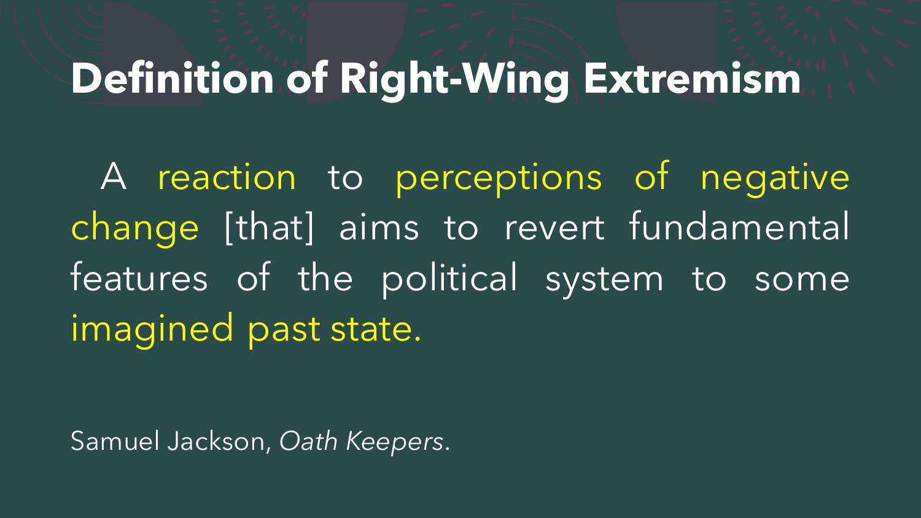# Definition of Right-Wing Extremism

A reaction to perceptions of negative change [that] aims to revert fundamental features of the political system to some imagined past state.

Samuel Jackson, *Oath Keepers*.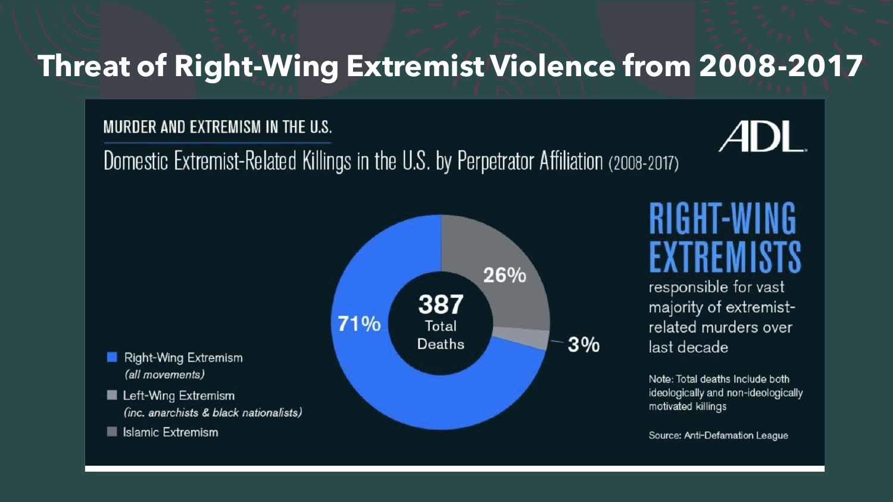# Threat of Right-Wing Extremist Violence from 2008-2017

MURDER AND EXTREMISM IN THE U.S.

ADL

Domestic Extremist-Related Killings in the U.S. by Perpetrator Affiliation (2008-2017)

387 Total Deaths

- Right-Wing Extremism *(all movements)*: 71%
- Left-Wing Extremism *(inc. anarchists & black nationalists)*: 3%
- Islamic Extremism: 26%

**RIGHT-WING EXTREMISTS** responsible for vast majority of extremist-related murders over last decade

Note: Total deaths Include both ideologically and non-ideologically motivated killings

Source: Anti-Defamation League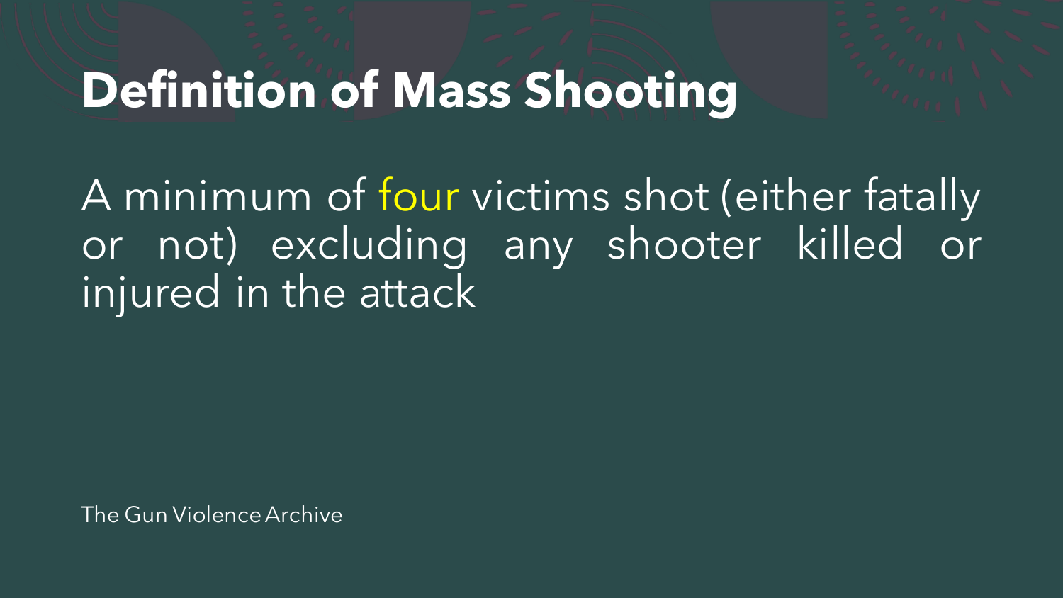# Definition of Mass Shooting

A minimum of four victims shot (either fatally or not) excluding any shooter killed or injured in the attack

The Gun Violence Archive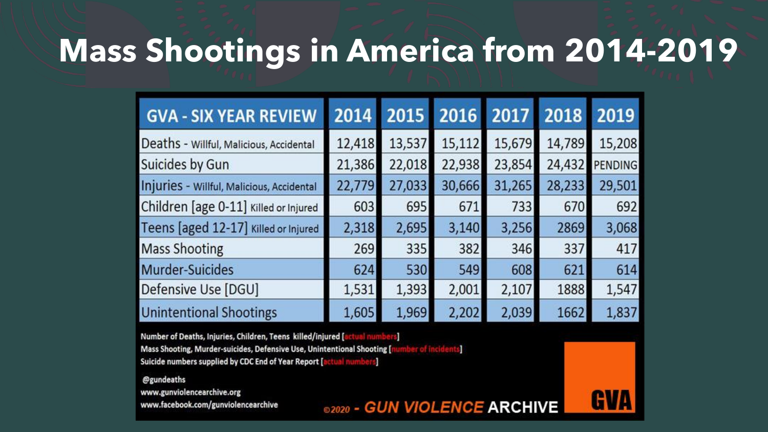# Mass Shootings in America from 2014-2019

| GVA - SIX YEAR REVIEW | 2014 | 2015 | 2016 | 2017 | 2018 | 2019 |
|---|---|---|---|---|---|---|
| Deaths - Willful, Malicious, Accidental | 12,418 | 13,537 | 15,112 | 15,679 | 14,789 | 15,208 |
| Suicides by Gun | 21,386 | 22,018 | 22,938 | 23,854 | 24,432 | PENDING |
| Injuries - Willful, Malicious, Accidental | 22,779 | 27,033 | 30,666 | 31,265 | 28,233 | 29,501 |
| Children [age 0-11] Killed or Injured | 603 | 695 | 671 | 733 | 670 | 692 |
| Teens [aged 12-17] Killed or Injured | 2,318 | 2,695 | 3,140 | 3,256 | 2869 | 3,068 |
| Mass Shooting | 269 | 335 | 382 | 346 | 337 | 417 |
| Murder-Suicides | 624 | 530 | 549 | 608 | 621 | 614 |
| Defensive Use [DGU] | 1,531 | 1,393 | 2,001 | 2,107 | 1888 | 1,547 |
| Unintentional Shootings | 1,605 | 1,969 | 2,202 | 2,039 | 1662 | 1,837 |

Number of Deaths, Injuries, Children, Teens killed/injured [actual numbers]
Mass Shooting, Murder-suicides, Defensive Use, Unintentional Shooting [number of incidents]
Suicide numbers supplied by CDC End of Year Report [actual numbers]

@gundeaths
www.gunviolencearchive.org
www.facebook.com/gunviolencearchive

©2020 - GUN VIOLENCE ARCHIVE

GVA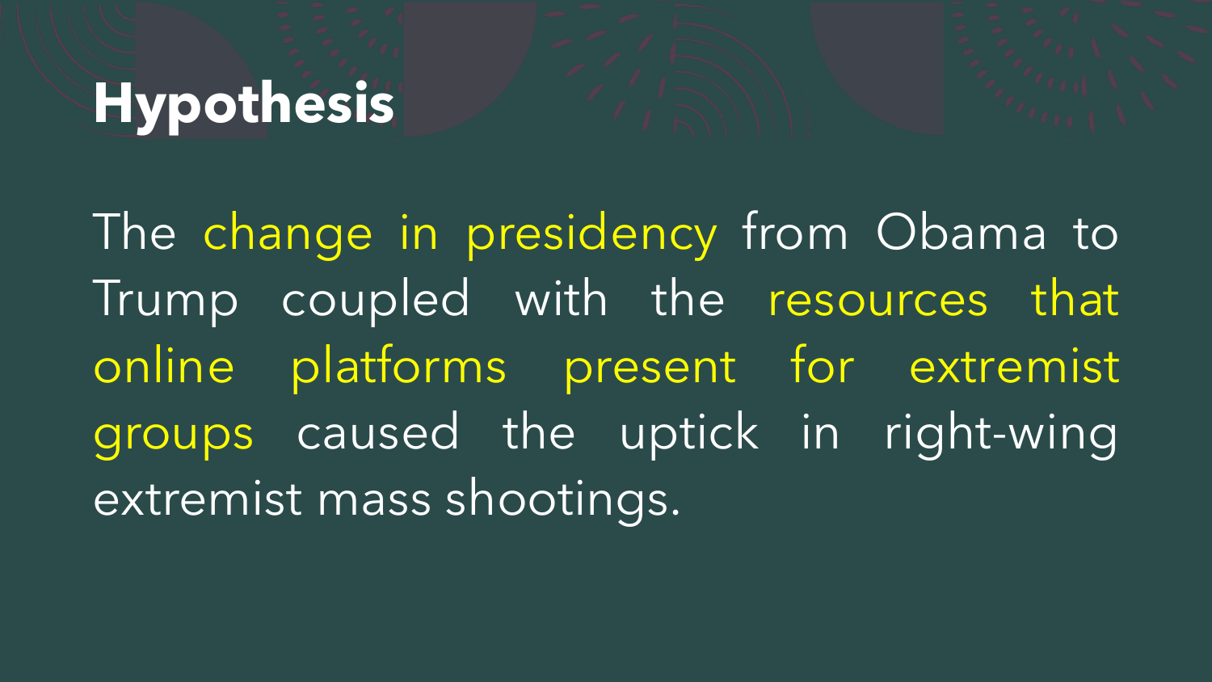# Hypothesis

The change in presidency from Obama to Trump coupled with the resources that online platforms present for extremist groups caused the uptick in right-wing extremist mass shootings.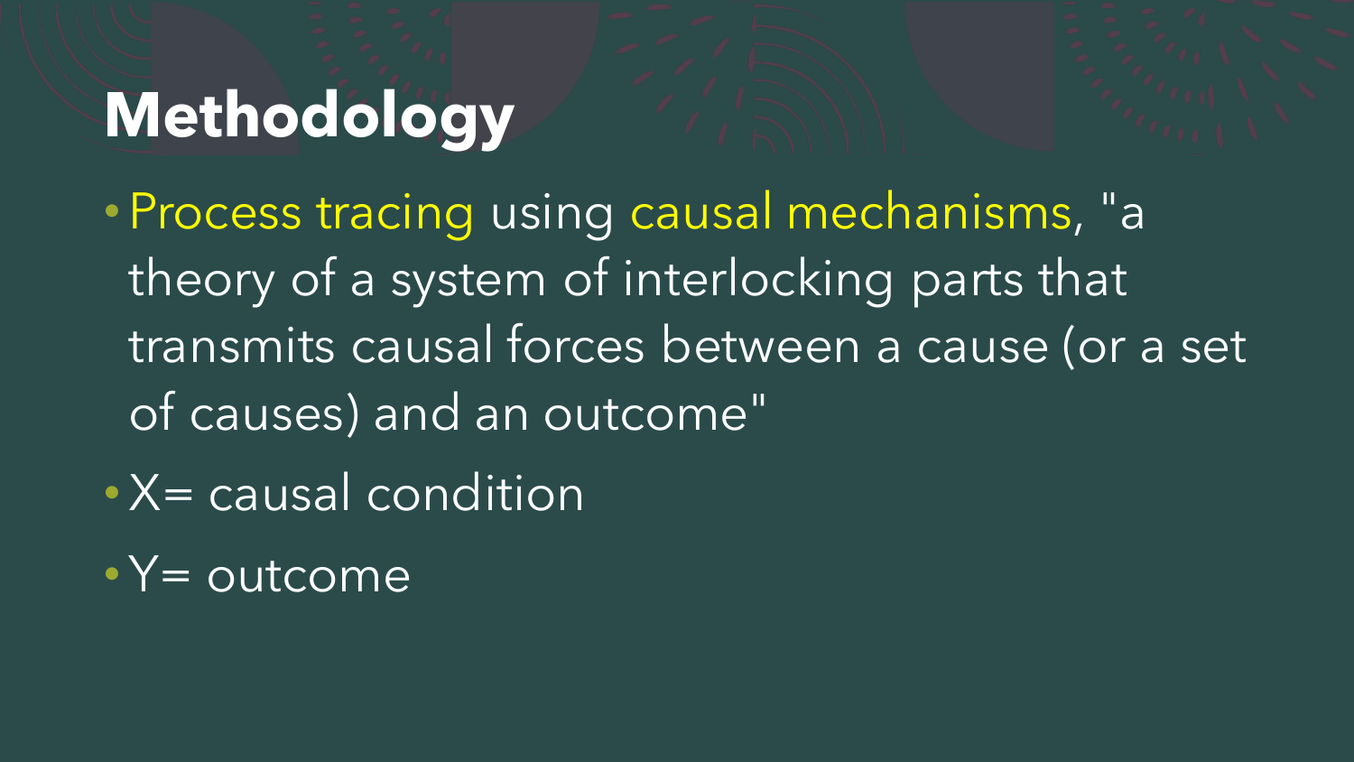# Methodology

- Process tracing using causal mechanisms, "a theory of a system of interlocking parts that transmits causal forces between a cause (or a set of causes) and an outcome"
- X= causal condition
- Y= outcome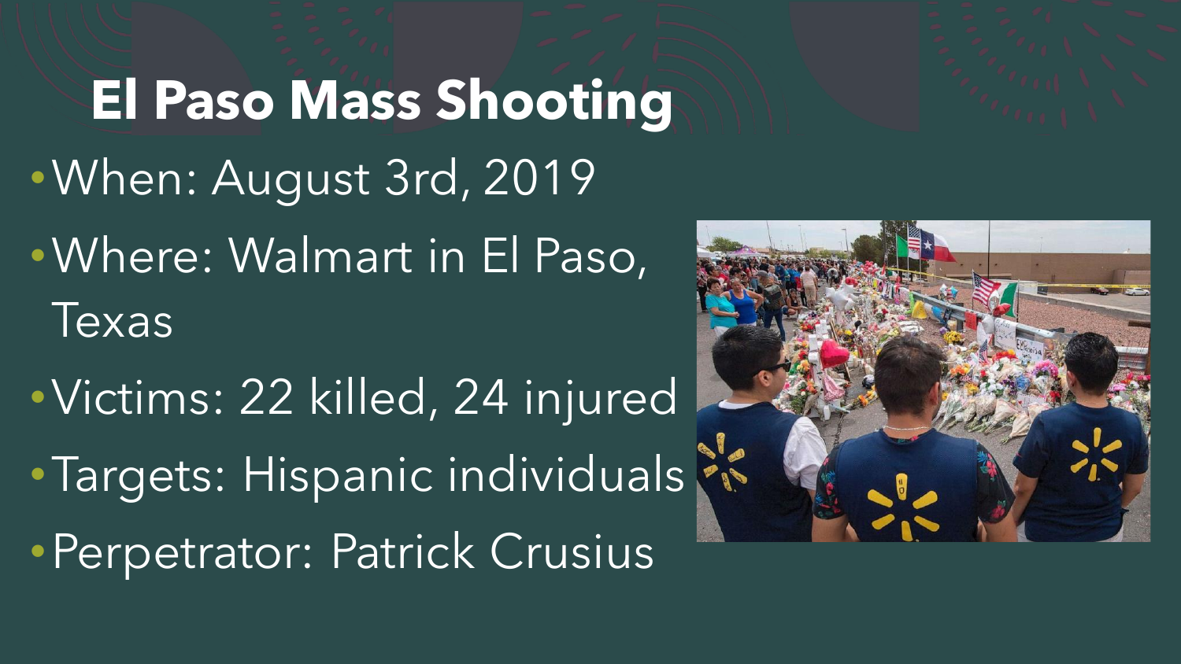# El Paso Mass Shooting

- When: August 3rd, 2019
- Where: Walmart in El Paso, Texas
- Victims: 22 killed, 24 injured
- Targets: Hispanic individuals
- Perpetrator: Patrick Crusius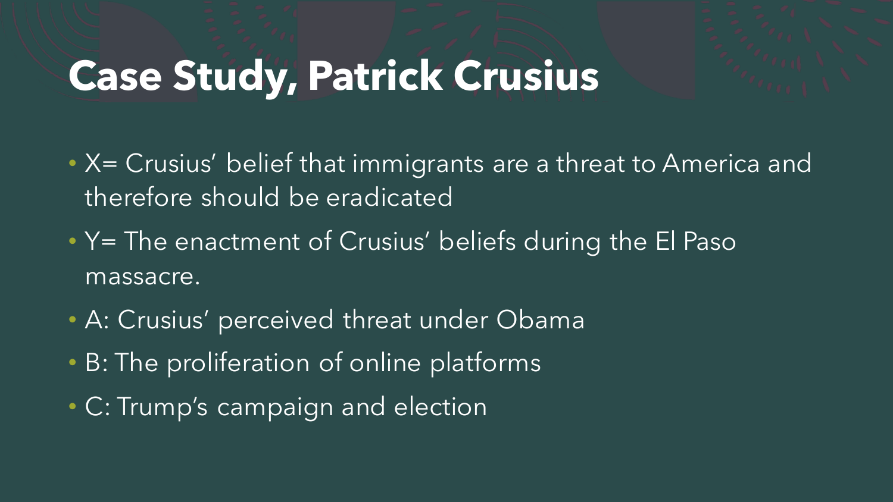# Case Study, Patrick Crusius

- X= Crusius' belief that immigrants are a threat to America and therefore should be eradicated
- Y= The enactment of Crusius' beliefs during the El Paso massacre.
- A: Crusius' perceived threat under Obama
- B: The proliferation of online platforms
- C: Trump's campaign and election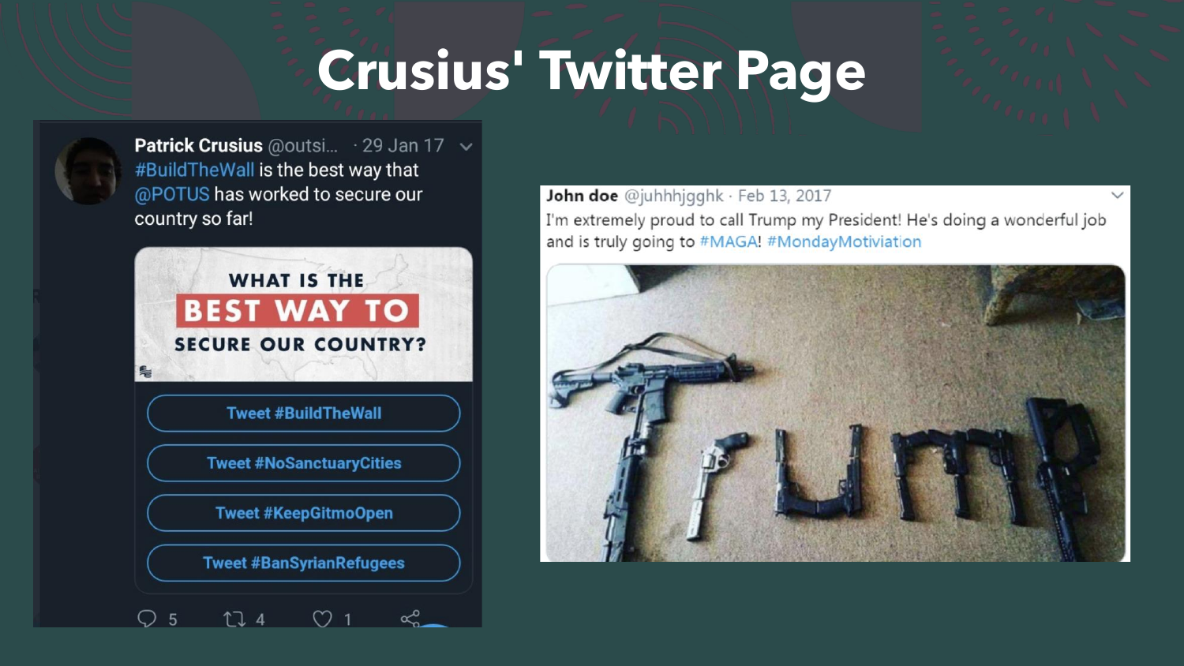# Crusius' Twitter Page

**Patrick Crusius** @outsi... · 29 Jan 17

#BuildTheWall is the best way that @POTUS has worked to secure our country so far!

WHAT IS THE BEST WAY TO SECURE OUR COUNTRY?

- Tweet #BuildTheWall
- Tweet #NoSanctuaryCities
- Tweet #KeepGitmoOpen
- Tweet #BanSyrianRefugees

5 4 1

**John doe** @juhhhjgghk · Feb 13, 2017

I'm extremely proud to call Trump my President! He's doing a wonderful job and is truly going to #MAGA! #MondayMotiviation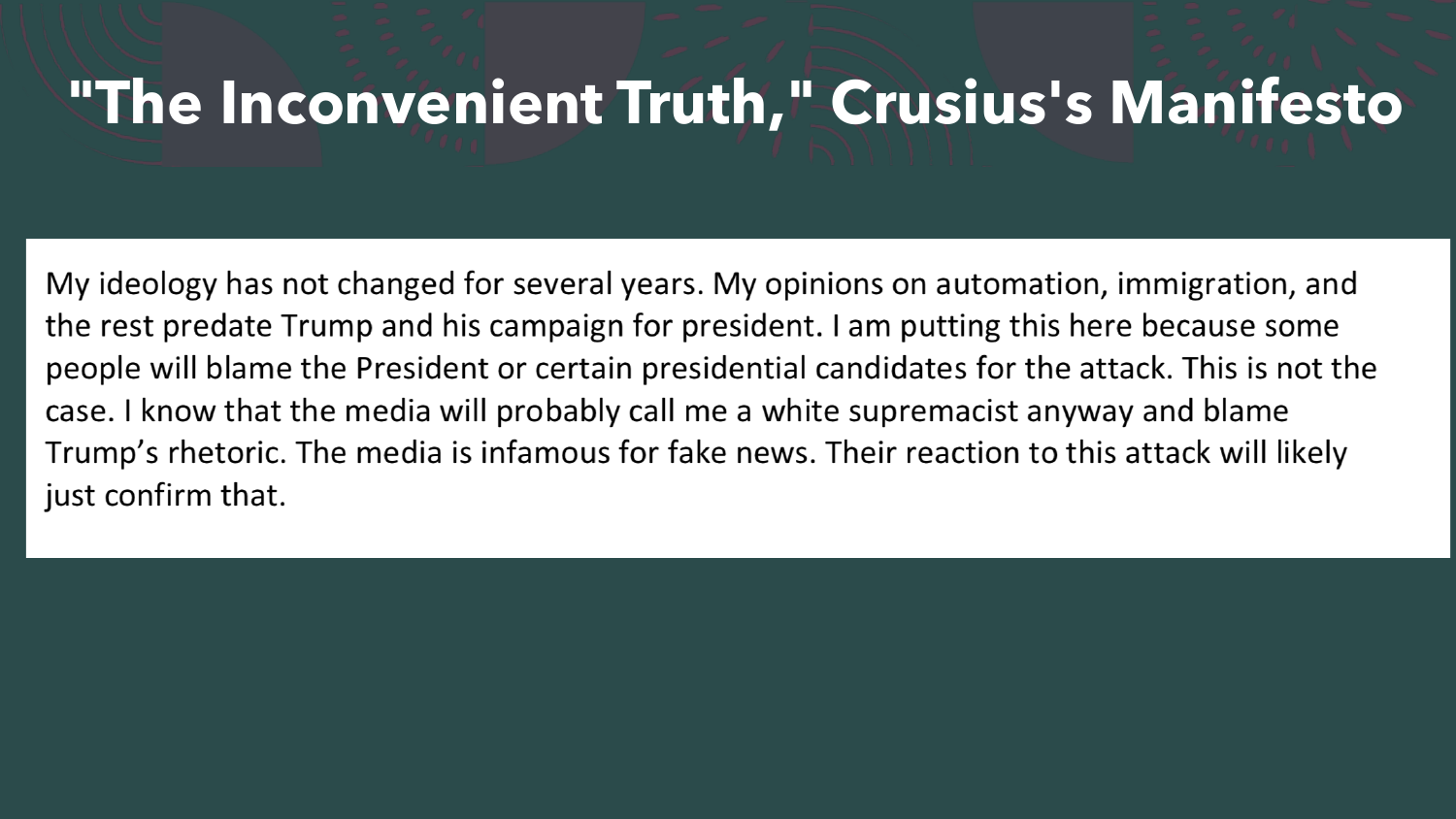# "The Inconvenient Truth," Crusius's Manifesto

My ideology has not changed for several years. My opinions on automation, immigration, and the rest predate Trump and his campaign for president. I am putting this here because some people will blame the President or certain presidential candidates for the attack. This is not the case. I know that the media will probably call me a white supremacist anyway and blame Trump's rhetoric. The media is infamous for fake news. Their reaction to this attack will likely just confirm that.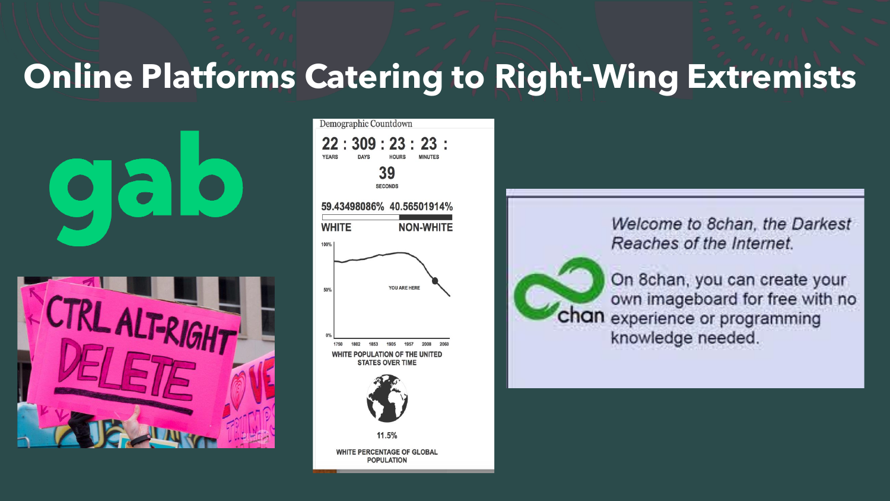# Online Platforms Catering to Right-Wing Extremists

gab

CTRL ALT-RIGHT DELETE

Demographic Countdown

22 : 309 : 23 : 23 : 39

YEARS DAYS HOURS MINUTES SECONDS

59.43498086% 40.56501914%

WHITE NON-WHITE

YOU ARE HERE

WHITE POPULATION OF THE UNITED STATES OVER TIME

11.5%

WHITE PERCENTAGE OF GLOBAL POPULATION

*Welcome to 8chan, the Darkest Reaches of the Internet.*

On 8chan, you can create your own imageboard for free with no experience or programming knowledge needed.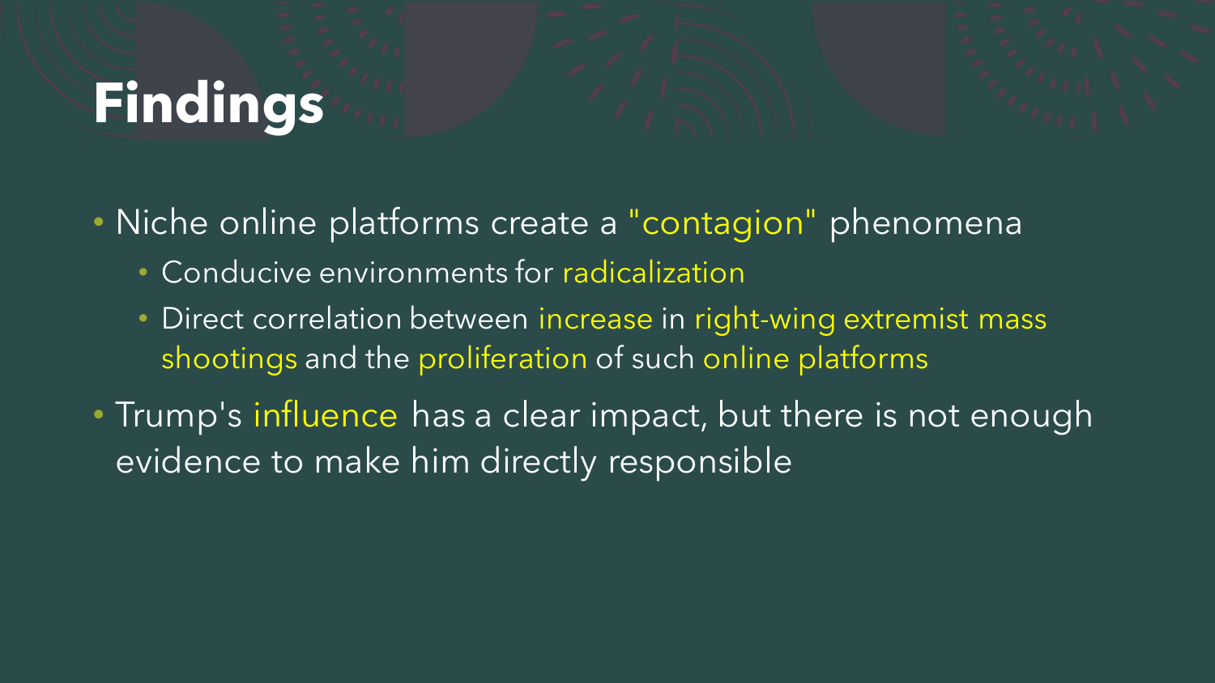# Findings

- Niche online platforms create a "contagion" phenomena
  - Conducive environments for radicalization
  - Direct correlation between increase in right-wing extremist mass shootings and the proliferation of such online platforms
- Trump's influence has a clear impact, but there is not enough evidence to make him directly responsible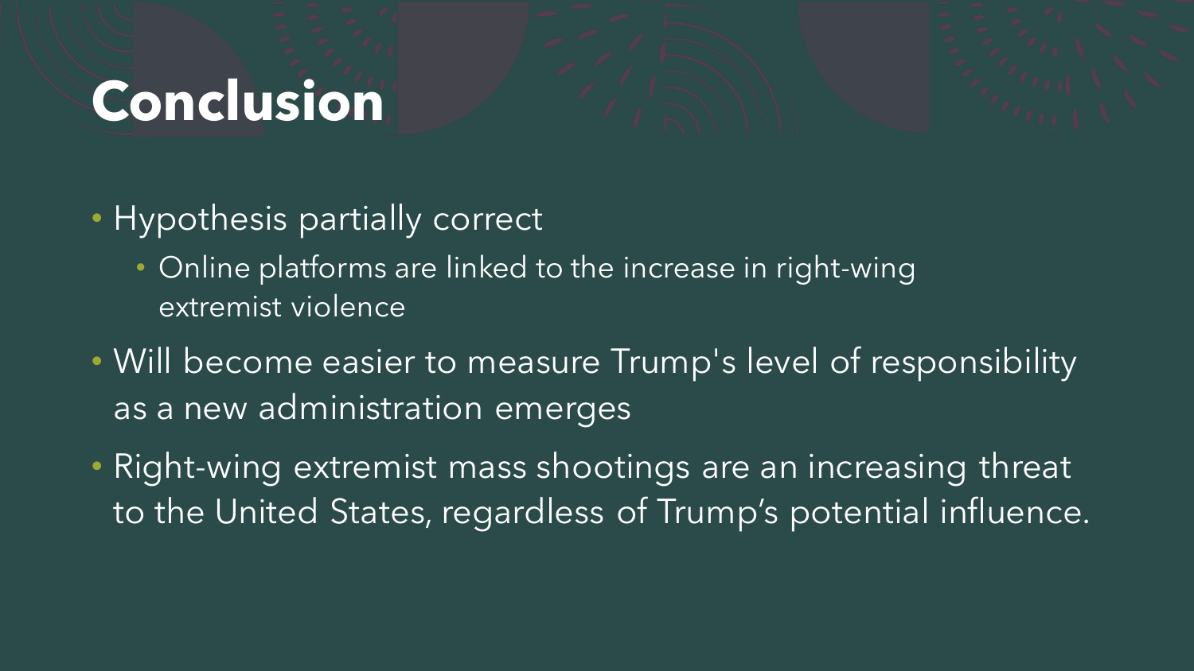# Conclusion

- Hypothesis partially correct
  - Online platforms are linked to the increase in right-wing extremist violence
- Will become easier to measure Trump's level of responsibility as a new administration emerges
- Right-wing extremist mass shootings are an increasing threat to the United States, regardless of Trump’s potential influence.